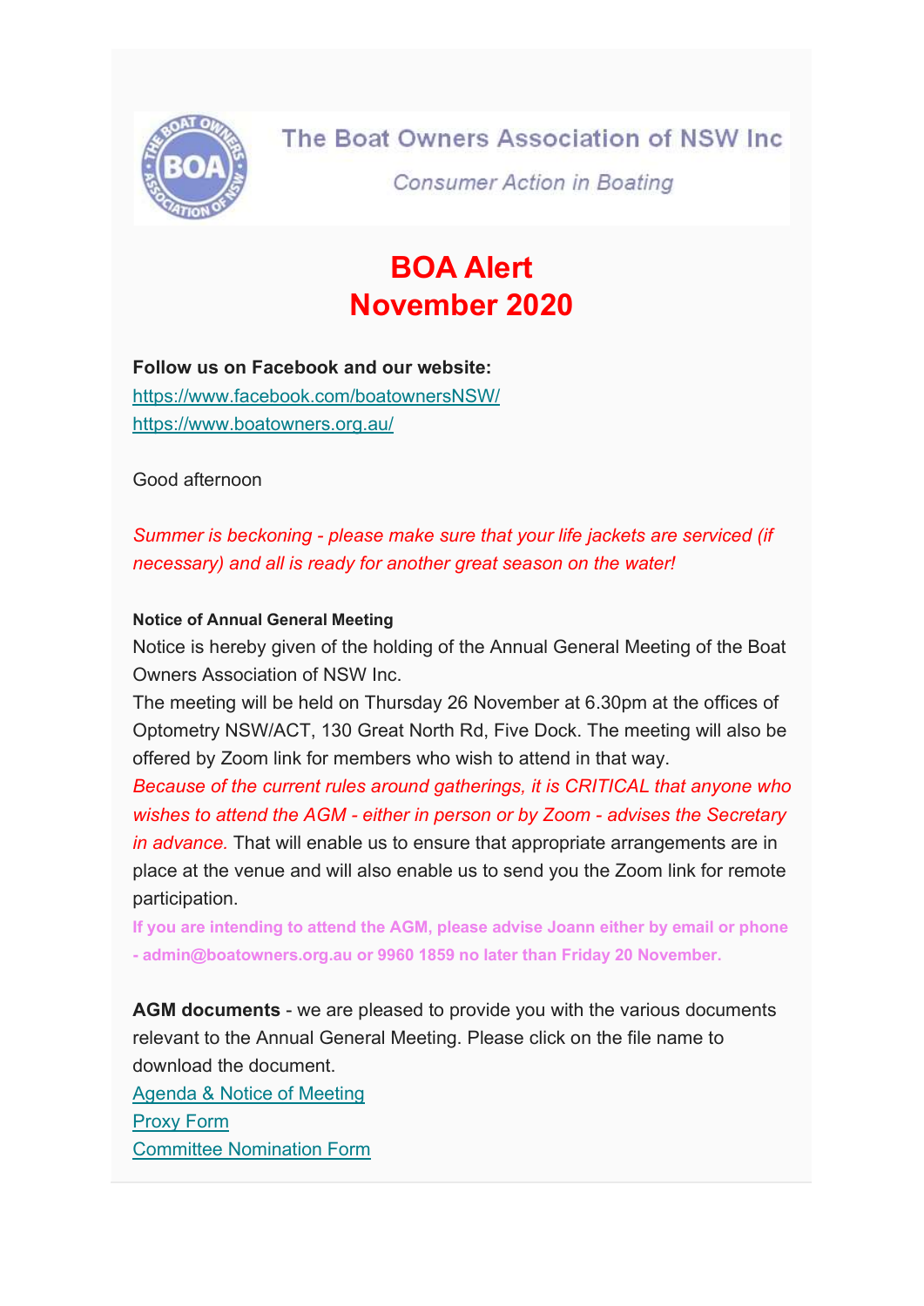The Boat Owners Association of NSW Inc

*Consumer Action in Boating*

# BOA Alert
# November 2020

**Follow us on Facebook and our website:**
https://www.facebook.com/boatownersNSW/
https://www.boatowners.org.au/

Good afternoon

*Summer is beckoning - please make sure that your life jackets are serviced (if necessary) and all is ready for another great season on the water!*

**Notice of Annual General Meeting**

Notice is hereby given of the holding of the Annual General Meeting of the Boat Owners Association of NSW Inc.

The meeting will be held on Thursday 26 November at 6.30pm at the offices of Optometry NSW/ACT, 130 Great North Rd, Five Dock. The meeting will also be offered by Zoom link for members who wish to attend in that way.

*Because of the current rules around gatherings, it is CRITICAL that anyone who wishes to attend the AGM - either in person or by Zoom - advises the Secretary in advance.* That will enable us to ensure that appropriate arrangements are in place at the venue and will also enable us to send you the Zoom link for remote participation.

**If you are intending to attend the AGM, please advise Joann either by email or phone - admin@boatowners.org.au or 9960 1859 no later than Friday 20 November.**

**AGM documents** - we are pleased to provide you with the various documents relevant to the Annual General Meeting. Please click on the file name to download the document.

Agenda & Notice of Meeting
Proxy Form
Committee Nomination Form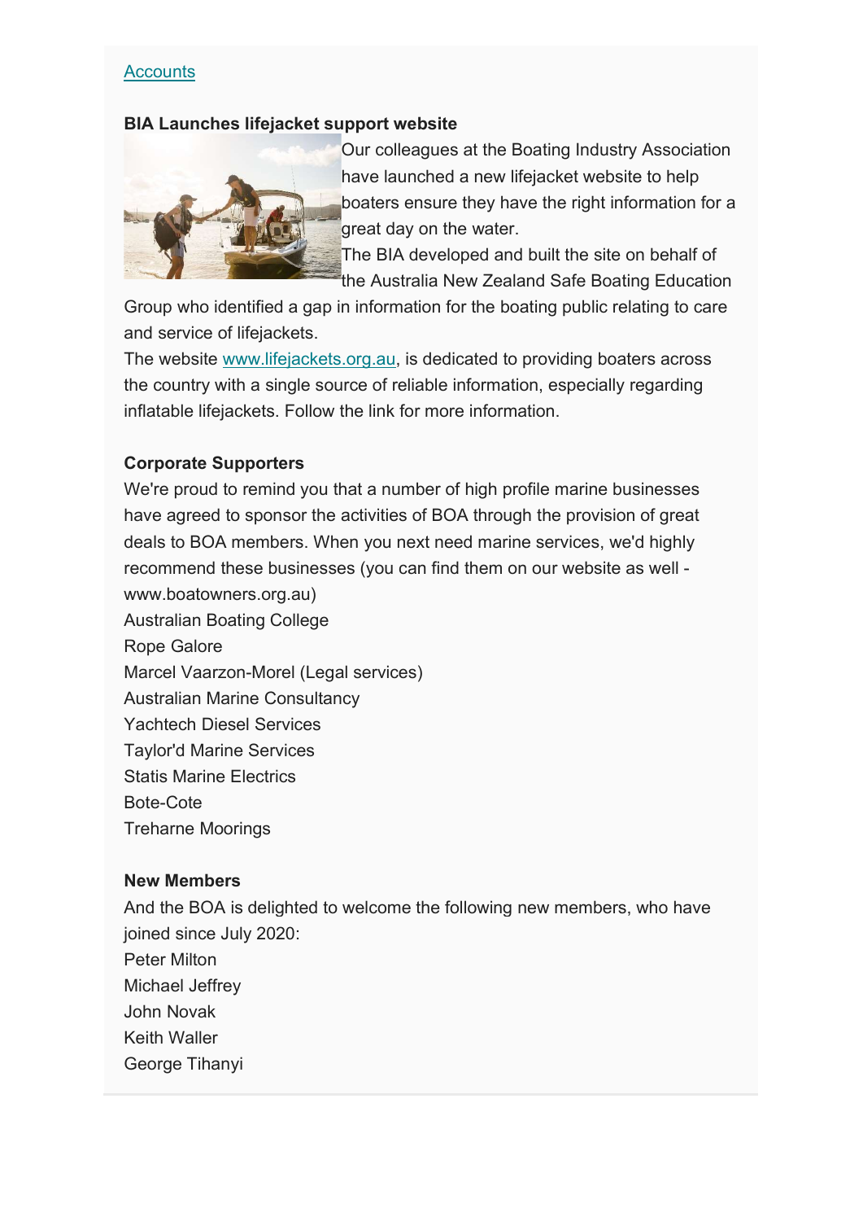[Accounts]

**BIA Launches lifejacket support website**

Our colleagues at the Boating Industry Association have launched a new lifejacket website to help boaters ensure they have the right information for a great day on the water.

The BIA developed and built the site on behalf of the Australia New Zealand Safe Boating Education Group who identified a gap in information for the boating public relating to care and service of lifejackets.

The website www.lifejackets.org.au, is dedicated to providing boaters across the country with a single source of reliable information, especially regarding inflatable lifejackets. Follow the link for more information.

**Corporate Supporters**

We're proud to remind you that a number of high profile marine businesses have agreed to sponsor the activities of BOA through the provision of great deals to BOA members. When you next need marine services, we'd highly recommend these businesses (you can find them on our website as well - www.boatowners.org.au)

Australian Boating College
Rope Galore
Marcel Vaarzon-Morel (Legal services)
Australian Marine Consultancy
Yachtech Diesel Services
Taylor'd Marine Services
Statis Marine Electrics
Bote-Cote
Treharne Moorings

**New Members**

And the BOA is delighted to welcome the following new members, who have joined since July 2020:

Peter Milton
Michael Jeffrey
John Novak
Keith Waller
George Tihanyi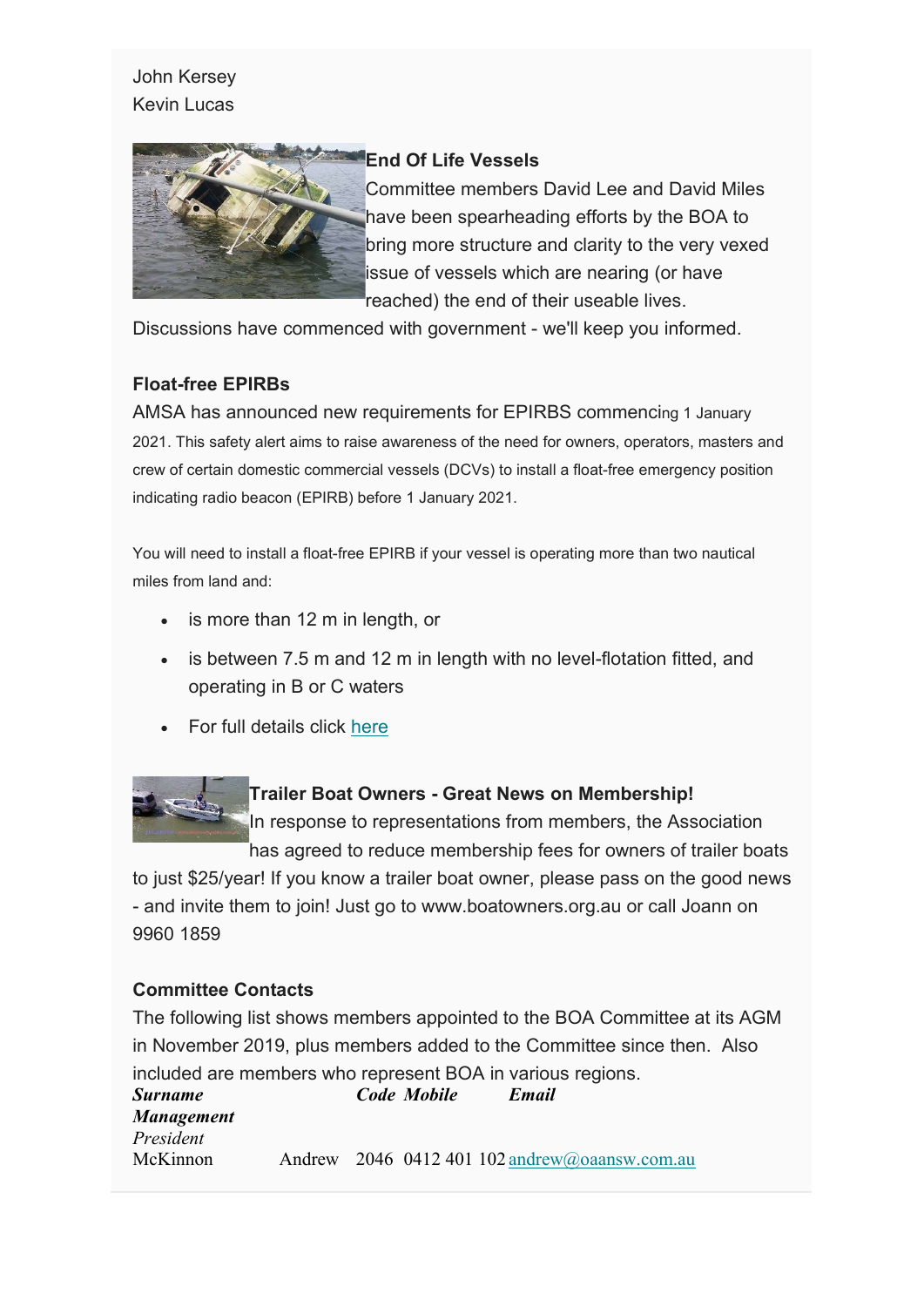John Kersey
Kevin Lucas

**End Of Life Vessels**
Committee members David Lee and David Miles have been spearheading efforts by the BOA to bring more structure and clarity to the very vexed issue of vessels which are nearing (or have reached) the end of their useable lives.
Discussions have commenced with government - we'll keep you informed.

**Float-free EPIRBs**
AMSA has announced new requirements for EPIRBS commencing 1 January 2021. This safety alert aims to raise awareness of the need for owners, operators, masters and crew of certain domestic commercial vessels (DCVs) to install a float-free emergency position indicating radio beacon (EPIRB) before 1 January 2021.

You will need to install a float-free EPIRB if your vessel is operating more than two nautical miles from land and:

- is more than 12 m in length, or
- is between 7.5 m and 12 m in length with no level-flotation fitted, and operating in B or C waters
- For full details click here

**Trailer Boat Owners - Great News on Membership!**
In response to representations from members, the Association has agreed to reduce membership fees for owners of trailer boats to just $25/year! If you know a trailer boat owner, please pass on the good news - and invite them to join! Just go to www.boatowners.org.au or call Joann on 9960 1859

**Committee Contacts**
The following list shows members appointed to the BOA Committee at its AGM in November 2019, plus members added to the Committee since then. Also included are members who represent BOA in various regions.

| ***Surname*** | | ***Code*** | ***Mobile*** | ***Email*** |
| --- | --- | --- | --- | --- |
| ***Management*** | | | | |
| *President* | | | | |
| McKinnon | Andrew | 2046 | 0412 401 102 | andrew@oaansw.com.au |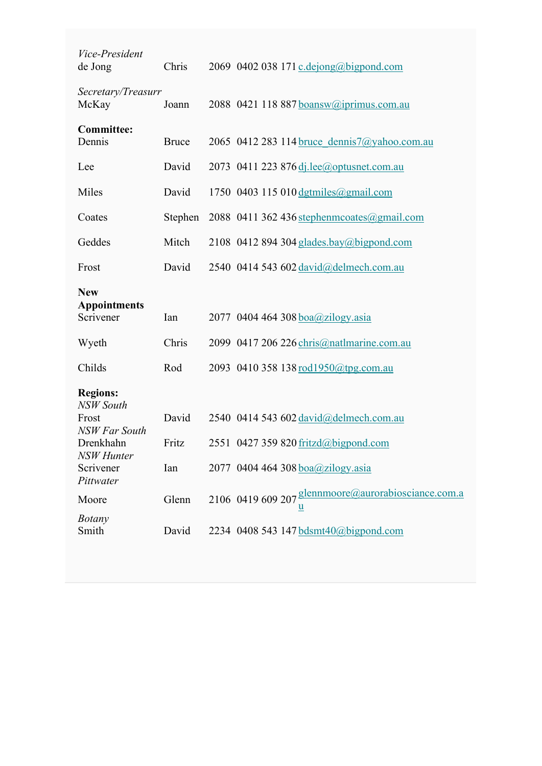| | | | | |
|---|---|---|---|---|
| *Vice-President* | | | | |
| de Jong | Chris | 2069 | 0402 038 171 | c.dejong@bigpond.com |
| *Secretary/Treasurr* | | | | |
| McKay | Joann | 2088 | 0421 118 887 | boansw@iprimus.com.au |
| **Committee:** | | | | |
| Dennis | Bruce | 2065 | 0412 283 114 | bruce_dennis7@yahoo.com.au |
| Lee | David | 2073 | 0411 223 876 | dj.lee@optusnet.com.au |
| Miles | David | 1750 | 0403 115 010 | dgtmiles@gmail.com |
| Coates | Stephen | 2088 | 0411 362 436 | stephenmcoates@gmail.com |
| Geddes | Mitch | 2108 | 0412 894 304 | glades.bay@bigpond.com |
| Frost | David | 2540 | 0414 543 602 | david@delmech.com.au |
| **New Appointments** | | | | |
| Scrivener | Ian | 2077 | 0404 464 308 | boa@zilogy.asia |
| Wyeth | Chris | 2099 | 0417 206 226 | chris@natlmarine.com.au |
| Childs | Rod | 2093 | 0410 358 138 | rod1950@tpg.com.au |
| **Regions:** | | | | |
| *NSW South* | | | | |
| Frost | David | 2540 | 0414 543 602 | david@delmech.com.au |
| *NSW Far South* | | | | |
| Drenkhahn | Fritz | 2551 | 0427 359 820 | fritzd@bigpond.com |
| *NSW Hunter* | | | | |
| Scrivener | Ian | 2077 | 0404 464 308 | boa@zilogy.asia |
| *Pittwater* | | | | |
| Moore | Glenn | 2106 | 0419 609 207 | glennmoore@aurorabiosciance.com.au |
| *Botany* | | | | |
| Smith | David | 2234 | 0408 543 147 | bdsmt40@bigpond.com |